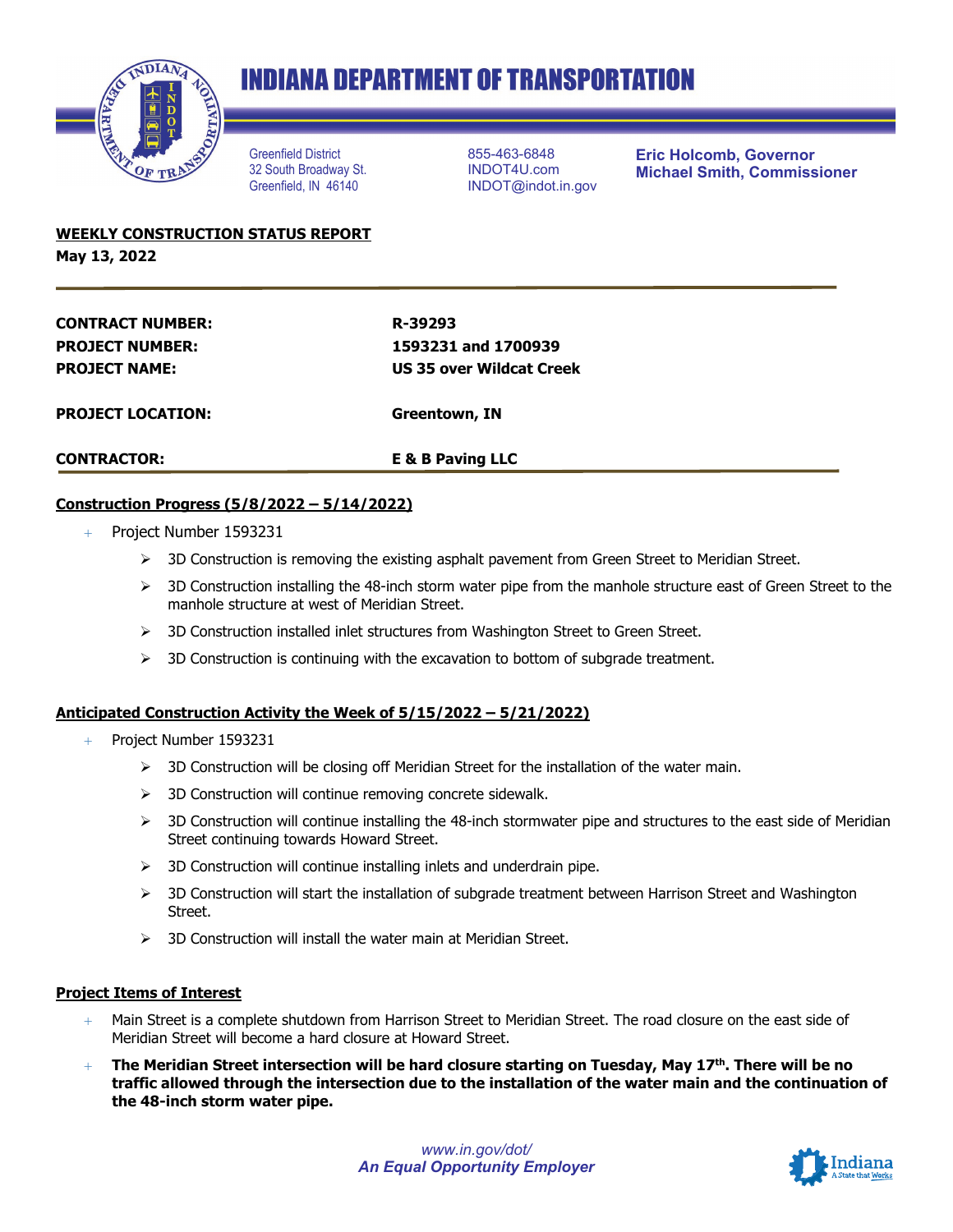# INDIANA DEPARTMENT OF TRANSPORTATION

Greenfield District
32 South Broadway St.
Greenfield, IN 46140

855-463-6848
INDOT4U.com
INDOT@indot.in.gov

**Eric Holcomb, Governor**
**Michael Smith, Commissioner**

**WEEKLY CONSTRUCTION STATUS REPORT**
**May 13, 2022**

| | |
|---|---|
| **CONTRACT NUMBER:** | **R-39293** |
| **PROJECT NUMBER:** | **1593231 and 1700939** |
| **PROJECT NAME:** | **US 35 over Wildcat Creek** |
| **PROJECT LOCATION:** | **Greentown, IN** |
| **CONTRACTOR:** | **E & B Paving LLC** |

## Construction Progress (5/8/2022 – 5/14/2022)

- Project Number 1593231
  - 3D Construction is removing the existing asphalt pavement from Green Street to Meridian Street.
  - 3D Construction installing the 48-inch storm water pipe from the manhole structure east of Green Street to the manhole structure at west of Meridian Street.
  - 3D Construction installed inlet structures from Washington Street to Green Street.
  - 3D Construction is continuing with the excavation to bottom of subgrade treatment.

## Anticipated Construction Activity the Week of 5/15/2022 – 5/21/2022)

- Project Number 1593231
  - 3D Construction will be closing off Meridian Street for the installation of the water main.
  - 3D Construction will continue removing concrete sidewalk.
  - 3D Construction will continue installing the 48-inch stormwater pipe and structures to the east side of Meridian Street continuing towards Howard Street.
  - 3D Construction will continue installing inlets and underdrain pipe.
  - 3D Construction will start the installation of subgrade treatment between Harrison Street and Washington Street.
  - 3D Construction will install the water main at Meridian Street.

## Project Items of Interest

- Main Street is a complete shutdown from Harrison Street to Meridian Street. The road closure on the east side of Meridian Street will become a hard closure at Howard Street.
- **The Meridian Street intersection will be hard closure starting on Tuesday, May 17th. There will be no traffic allowed through the intersection due to the installation of the water main and the continuation of the 48-inch storm water pipe.**

*www.in.gov/dot/*
*An Equal Opportunity Employer*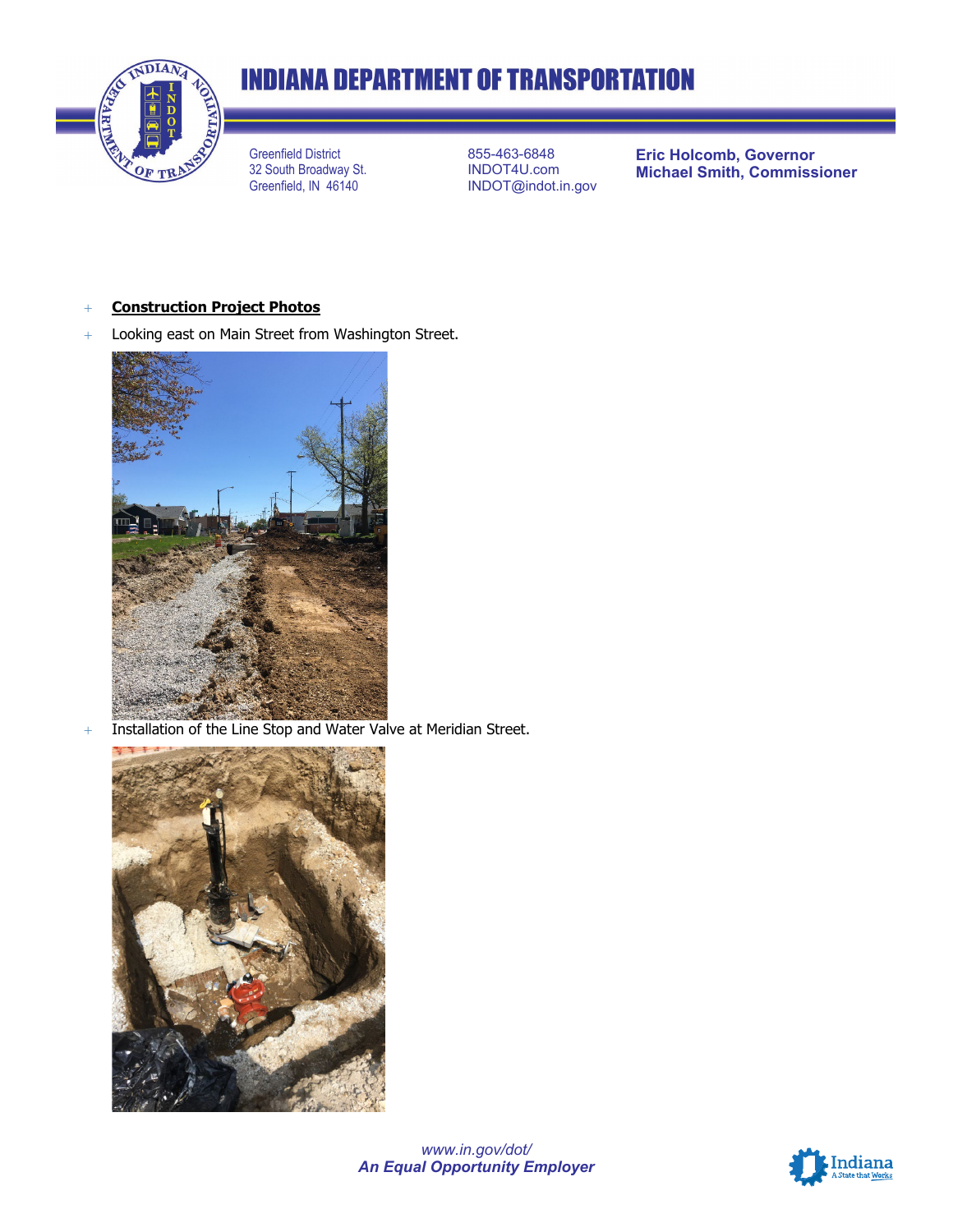# INDIANA DEPARTMENT OF TRANSPORTATION

Greenfield District
32 South Broadway St.
Greenfield, IN 46140

855-463-6848
INDOT4U.com
INDOT@indot.in.gov

**Eric Holcomb, Governor**
**Michael Smith, Commissioner**

- **Construction Project Photos**
- Looking east on Main Street from Washington Street.
- Installation of the Line Stop and Water Valve at Meridian Street.

*www.in.gov/dot/*
***An Equal Opportunity Employer***